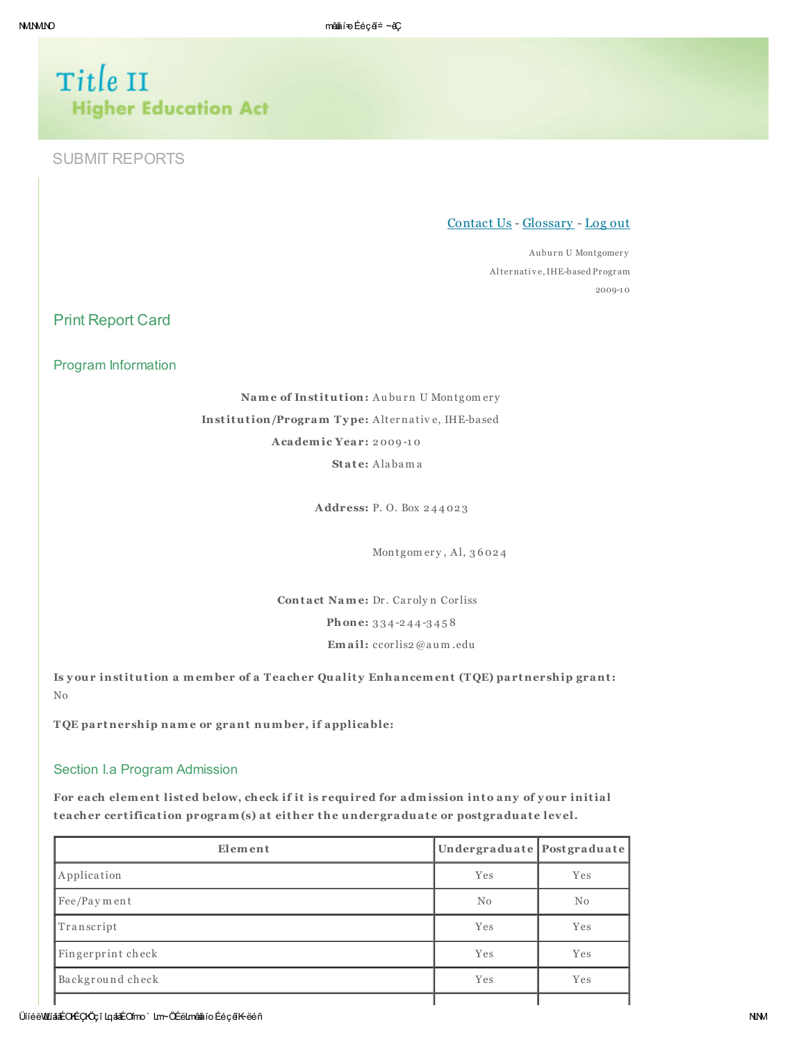# Title II
## Higher Education Act

SUBMIT REPORTS

Contact Us - Glossary - Log out

Auburn U Montgomery

Alternative, IHE-based Program

2009-10

## Print Report Card

### Program Information

**Name of Institution:** Auburn U Montgomery

**Institution/Program Type:** Alternative, IHE-based

**Academic Year:** 2009-10

**State:** Alabama

**Address:** P. O. Box 244023

Montgomery, Al, 36024

**Contact Name:** Dr. Carolyn Corliss

**Phone:** 334-244-3458

**Email:** ccorlis2@aum.edu

**Is your institution a member of a Teacher Quality Enhancement (TQE) partnership grant:** No

**TQE partnership name or grant number, if applicable:**

### Section I.a Program Admission

**For each element listed below, check if it is required for admission into any of your initial teacher certification program(s) at either the undergraduate or postgraduate level.**

| Element | Undergraduate | Postgraduate |
|---|---|---|
| Application | Yes | Yes |
| Fee/Payment | No | No |
| Transcript | Yes | Yes |
| Fingerprint check | Yes | Yes |
| Background check | Yes | Yes |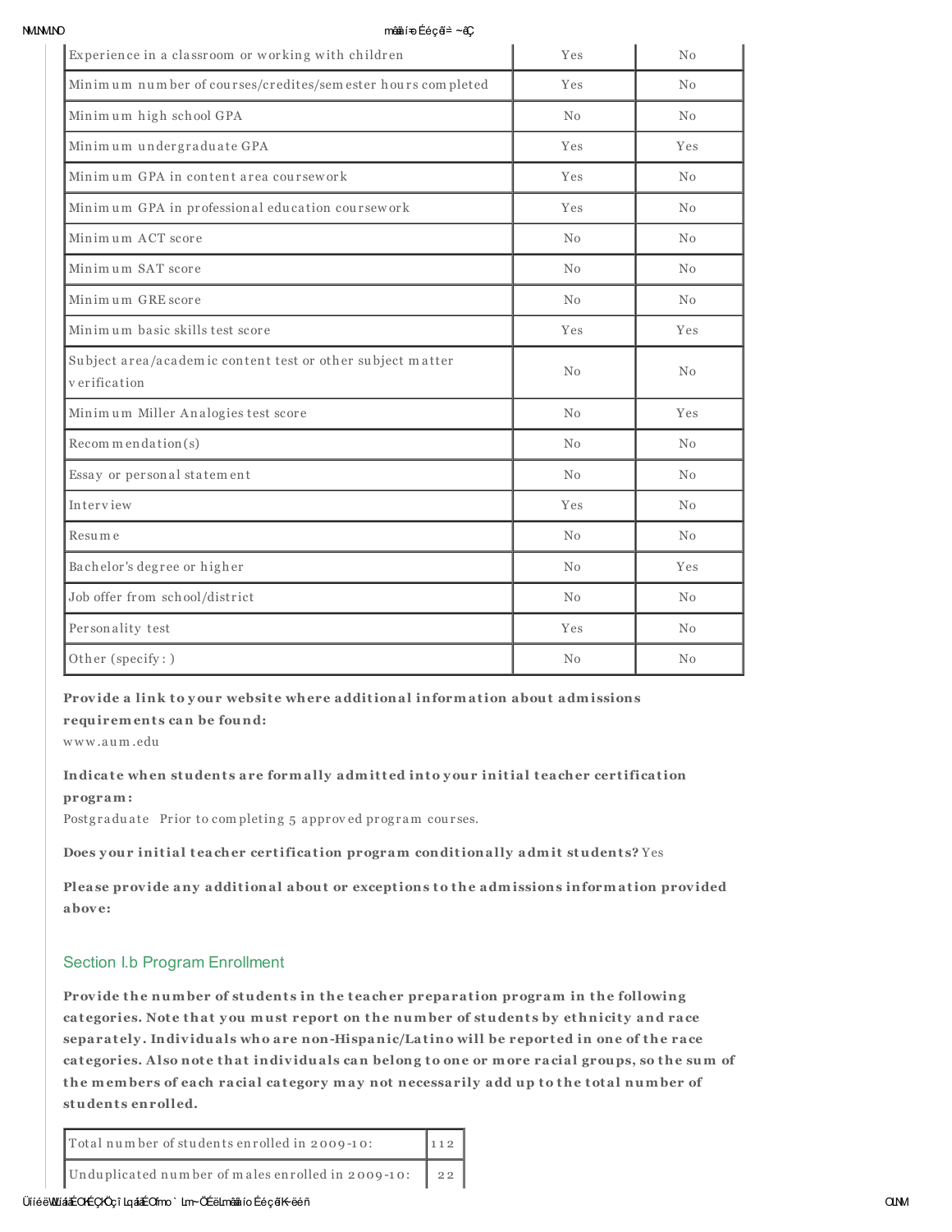| Experience in a classroom or working with children | Yes | No |
|---|---|---|
| Minimum number of courses/credites/semester hours completed | Yes | No |
| Minimum high school GPA | No | No |
| Minimum undergraduate GPA | Yes | Yes |
| Minimum GPA in content area coursework | Yes | No |
| Minimum GPA in professional education coursework | Yes | No |
| Minimum ACT score | No | No |
| Minimum SAT score | No | No |
| Minimum GRE score | No | No |
| Minimum basic skills test score | Yes | Yes |
| Subject area/academic content test or other subject matter verification | No | No |
| Minimum Miller Analogies test score | No | Yes |
| Recommendation(s) | No | No |
| Essay or personal statement | No | No |
| Interview | Yes | No |
| Resume | No | No |
| Bachelor's degree or higher | No | Yes |
| Job offer from school/district | No | No |
| Personality test | Yes | No |
| Other (specify: ) | No | No |

**Provide a link to your website where additional information about admissions requirements can be found:**
www.aum.edu

**Indicate when students are formally admitted into your initial teacher certification program:**
Postgraduate Prior to completing 5 approved program courses.

**Does your initial teacher certification program conditionally admit students?** Yes

**Please provide any additional about or exceptions to the admissions information provided above:**

## Section I.b Program Enrollment

**Provide the number of students in the teacher preparation program in the following categories. Note that you must report on the number of students by ethnicity and race separately. Individuals who are non-Hispanic/Latino will be reported in one of the race categories. Also note that individuals can belong to one or more racial groups, so the sum of the members of each racial category may not necessarily add up to the total number of students enrolled.**

| Total number of students enrolled in 2009-10: | 112 |
|---|---|
| Unduplicated number of males enrolled in 2009-10: | 22 |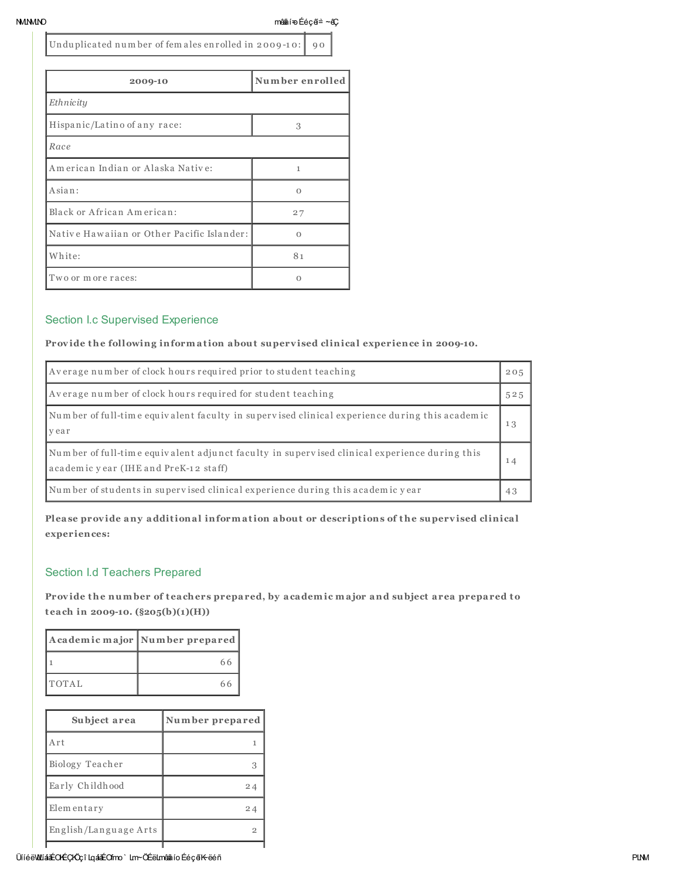| Unduplicated number of females enrolled in 2009-10: | 90 |
|---|---|

| 2009-10 | Number enrolled |
|---|---|
| *Ethnicity* | |
| Hispanic/Latino of any race: | 3 |
| *Race* | |
| American Indian or Alaska Native: | 1 |
| Asian: | 0 |
| Black or African American: | 27 |
| Native Hawaiian or Other Pacific Islander: | 0 |
| White: | 81 |
| Two or more races: | 0 |

## Section I.c Supervised Experience

**Provide the following information about supervised clinical experience in 2009-10.**

| | |
|---|---|
| Average number of clock hours required prior to student teaching | 205 |
| Average number of clock hours required for student teaching | 525 |
| Number of full-time equivalent faculty in supervised clinical experience during this academic year | 13 |
| Number of full-time equivalent adjunct faculty in supervised clinical experience during this academic year (IHE and PreK-12 staff) | 14 |
| Number of students in supervised clinical experience during this academic year | 43 |

**Please provide any additional information about or descriptions of the supervised clinical experiences:**

## Section I.d Teachers Prepared

**Provide the number of teachers prepared, by academic major and subject area prepared to teach in 2009-10. (§205(b)(1)(H))**

| Academic major | Number prepared |
|---|---|
| 1 | 66 |
| TOTAL | 66 |

| Subject area | Number prepared |
|---|---|
| Art | 1 |
| Biology Teacher | 3 |
| Early Childhood | 24 |
| Elementary | 24 |
| English/Language Arts | 2 |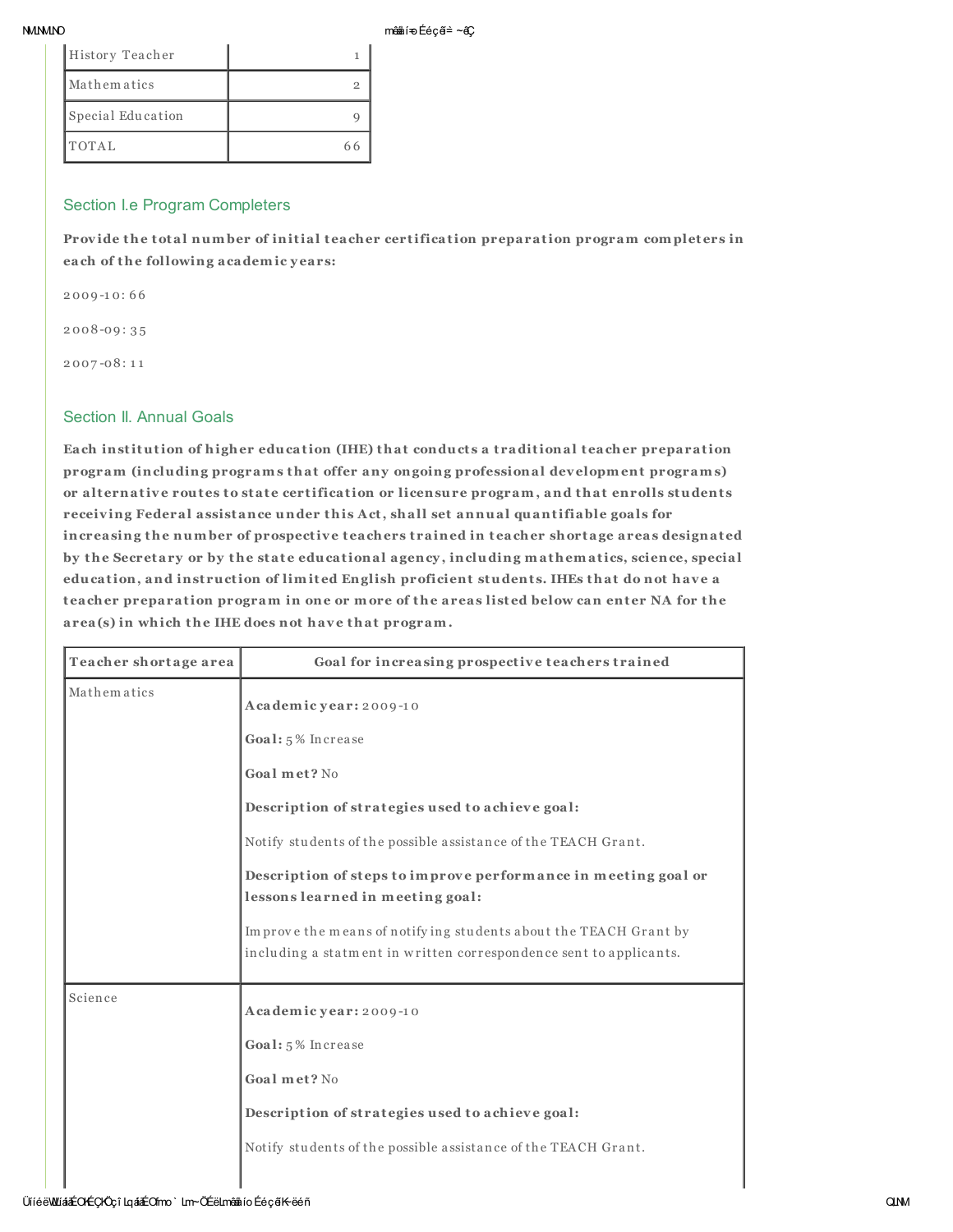| History Teacher | 1 |
|---|---|
| Mathematics | 2 |
| Special Education | 9 |
| TOTAL | 66 |

## Section I.e Program Completers

**Provide the total number of initial teacher certification preparation program completers in each of the following academic years:**

2009-10: 66

2008-09: 35

2007-08: 11

## Section II. Annual Goals

**Each institution of higher education (IHE) that conducts a traditional teacher preparation program (including programs that offer any ongoing professional development programs) or alternative routes to state certification or licensure program, and that enrolls students receiving Federal assistance under this Act, shall set annual quantifiable goals for increasing the number of prospective teachers trained in teacher shortage areas designated by the Secretary or by the state educational agency, including mathematics, science, special education, and instruction of limited English proficient students. IHEs that do not have a teacher preparation program in one or more of the areas listed below can enter NA for the area(s) in which the IHE does not have that program.**

| Teacher shortage area | Goal for increasing prospective teachers trained |
|---|---|
| Mathematics | **Academic year:** 2009-10<br><br>**Goal:** 5% Increase<br><br>**Goal met?** No<br><br>**Description of strategies used to achieve goal:**<br><br>Notify students of the possible assistance of the TEACH Grant.<br><br>**Description of steps to improve performance in meeting goal or lessons learned in meeting goal:**<br><br>Improve the means of notifying students about the TEACH Grant by including a statment in written correspondence sent to applicants. |
| Science | **Academic year:** 2009-10<br><br>**Goal:** 5% Increase<br><br>**Goal met?** No<br><br>**Description of strategies used to achieve goal:**<br><br>Notify students of the possible assistance of the TEACH Grant. |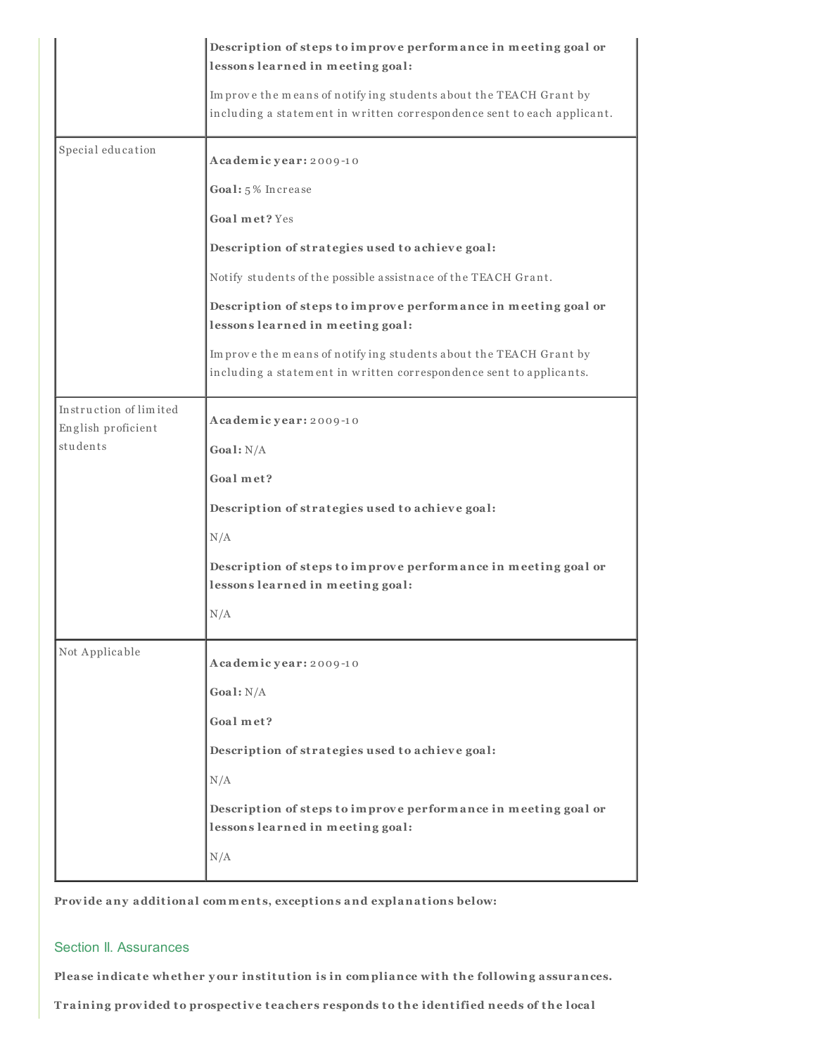| | |
|---|---|
| | **Description of steps to improve performance in meeting goal or lessons learned in meeting goal:**<br><br>Improve the means of notifying students about the TEACH Grant by including a statement in written correspondence sent to each applicant. |
| Special education | **Academic year:** 2009-10<br><br>**Goal:** 5% Increase<br><br>**Goal met?** Yes<br><br>**Description of strategies used to achieve goal:**<br><br>Notify students of the possible assistnace of the TEACH Grant.<br><br>**Description of steps to improve performance in meeting goal or lessons learned in meeting goal:**<br><br>Improve the means of notifying students about the TEACH Grant by including a statement in written correspondence sent to applicants. |
| Instruction of limited English proficient students | **Academic year:** 2009-10<br><br>**Goal:** N/A<br><br>**Goal met?**<br><br>**Description of strategies used to achieve goal:**<br><br>N/A<br><br>**Description of steps to improve performance in meeting goal or lessons learned in meeting goal:**<br><br>N/A |
| Not Applicable | **Academic year:** 2009-10<br><br>**Goal:** N/A<br><br>**Goal met?**<br><br>**Description of strategies used to achieve goal:**<br><br>N/A<br><br>**Description of steps to improve performance in meeting goal or lessons learned in meeting goal:**<br><br>N/A |

**Provide any additional comments, exceptions and explanations below:**

## Section II. Assurances

**Please indicate whether your institution is in compliance with the following assurances.**

**Training provided to prospective teachers responds to the identified needs of the local**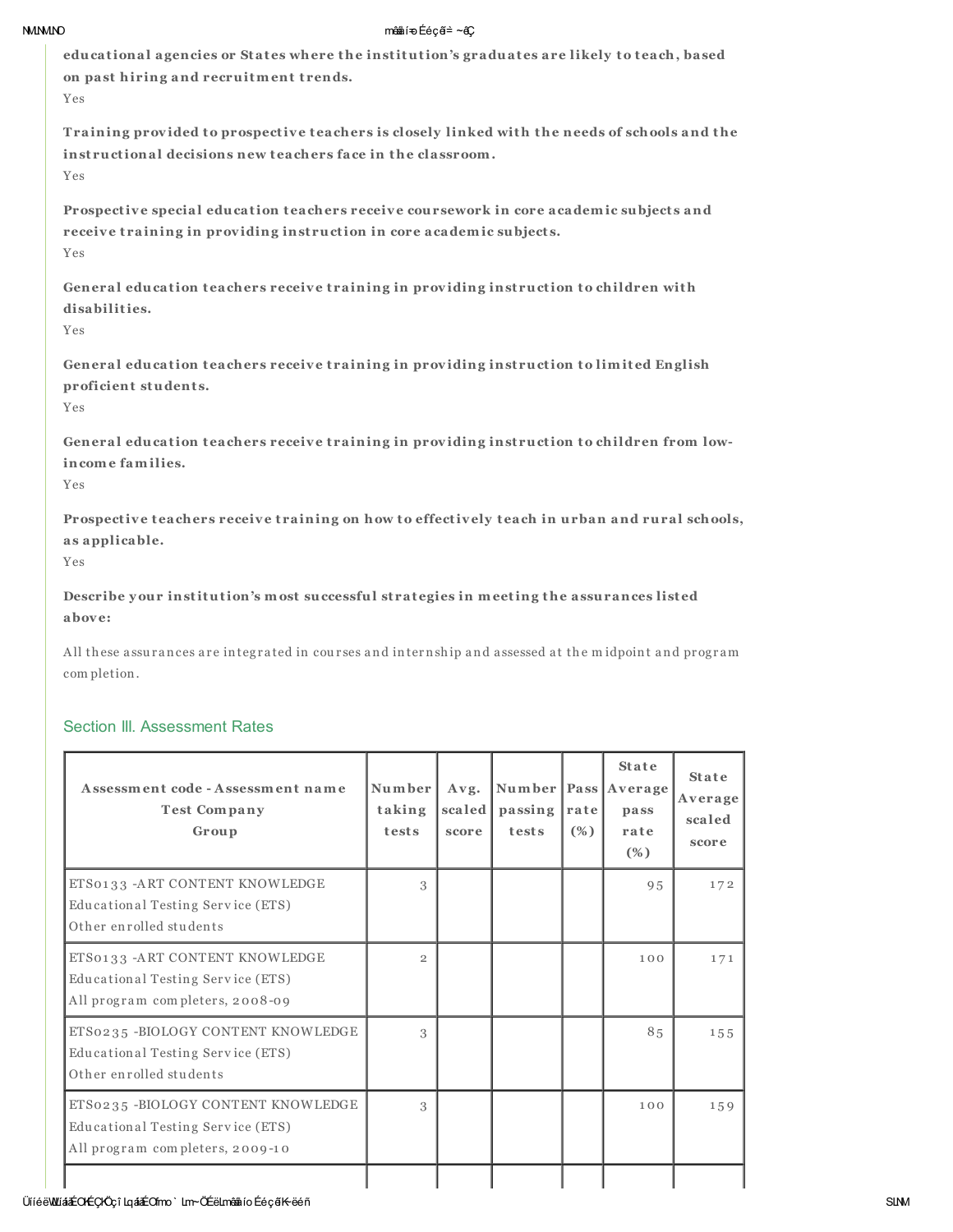**educational agencies or States where the institution's graduates are likely to teach, based on past hiring and recruitment trends.**

Yes

**Training provided to prospective teachers is closely linked with the needs of schools and the instructional decisions new teachers face in the classroom.**

Yes

**Prospective special education teachers receive coursework in core academic subjects and receive training in providing instruction in core academic subjects.**

Yes

**General education teachers receive training in providing instruction to children with disabilities.**

Yes

**General education teachers receive training in providing instruction to limited English proficient students.**

Yes

**General education teachers receive training in providing instruction to children from low-income families.**

Yes

**Prospective teachers receive training on how to effectively teach in urban and rural schools, as applicable.**

Yes

**Describe your institution's most successful strategies in meeting the assurances listed above:**

All these assurances are integrated in courses and internship and assessed at the midpoint and program completion.

## Section III. Assessment Rates

| Assessment code - Assessment name<br>Test Company<br>Group | Number taking tests | Avg. scaled score | Number passing tests | Pass rate (%) | State Average pass rate (%) | State Average scaled score |
|---|---|---|---|---|---|---|
| ETS0133 -ART CONTENT KNOWLEDGE<br>Educational Testing Service (ETS)<br>Other enrolled students | 3 | | | | 95 | 172 |
| ETS0133 -ART CONTENT KNOWLEDGE<br>Educational Testing Service (ETS)<br>All program completers, 2008-09 | 2 | | | | 100 | 171 |
| ETS0235 -BIOLOGY CONTENT KNOWLEDGE<br>Educational Testing Service (ETS)<br>Other enrolled students | 3 | | | | 85 | 155 |
| ETS0235 -BIOLOGY CONTENT KNOWLEDGE<br>Educational Testing Service (ETS)<br>All program completers, 2009-10 | 3 | | | | 100 | 159 |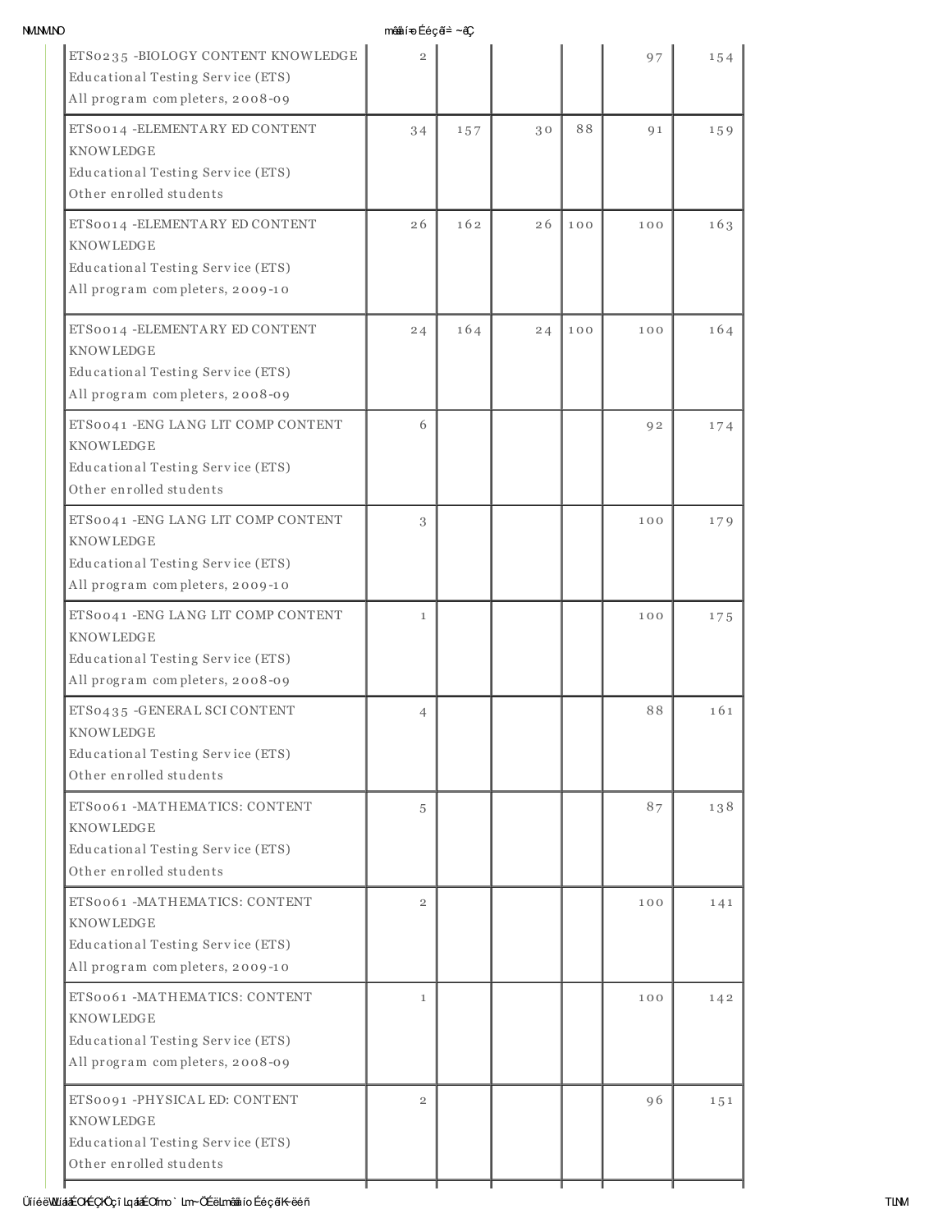| | | | | | | |
|---|---|---|---|---|---|---|
| ETS0235 -BIOLOGY CONTENT KNOWLEDGE<br>Educational Testing Service (ETS)<br>All program completers, 2008-09 | 2 | | | | 97 | 154 |
| ETS0014 -ELEMENTARY ED CONTENT KNOWLEDGE<br>Educational Testing Service (ETS)<br>Other enrolled students | 34 | 157 | 30 | 88 | 91 | 159 |
| ETS0014 -ELEMENTARY ED CONTENT KNOWLEDGE<br>Educational Testing Service (ETS)<br>All program completers, 2009-10 | 26 | 162 | 26 | 100 | 100 | 163 |
| ETS0014 -ELEMENTARY ED CONTENT KNOWLEDGE<br>Educational Testing Service (ETS)<br>All program completers, 2008-09 | 24 | 164 | 24 | 100 | 100 | 164 |
| ETS0041 -ENG LANG LIT COMP CONTENT KNOWLEDGE<br>Educational Testing Service (ETS)<br>Other enrolled students | 6 | | | | 92 | 174 |
| ETS0041 -ENG LANG LIT COMP CONTENT KNOWLEDGE<br>Educational Testing Service (ETS)<br>All program completers, 2009-10 | 3 | | | | 100 | 179 |
| ETS0041 -ENG LANG LIT COMP CONTENT KNOWLEDGE<br>Educational Testing Service (ETS)<br>All program completers, 2008-09 | 1 | | | | 100 | 175 |
| ETS0435 -GENERAL SCI CONTENT KNOWLEDGE<br>Educational Testing Service (ETS)<br>Other enrolled students | 4 | | | | 88 | 161 |
| ETS0061 -MATHEMATICS: CONTENT KNOWLEDGE<br>Educational Testing Service (ETS)<br>Other enrolled students | 5 | | | | 87 | 138 |
| ETS0061 -MATHEMATICS: CONTENT KNOWLEDGE<br>Educational Testing Service (ETS)<br>All program completers, 2009-10 | 2 | | | | 100 | 141 |
| ETS0061 -MATHEMATICS: CONTENT KNOWLEDGE<br>Educational Testing Service (ETS)<br>All program completers, 2008-09 | 1 | | | | 100 | 142 |
| ETS0091 -PHYSICAL ED: CONTENT KNOWLEDGE<br>Educational Testing Service (ETS)<br>Other enrolled students | 2 | | | | 96 | 151 |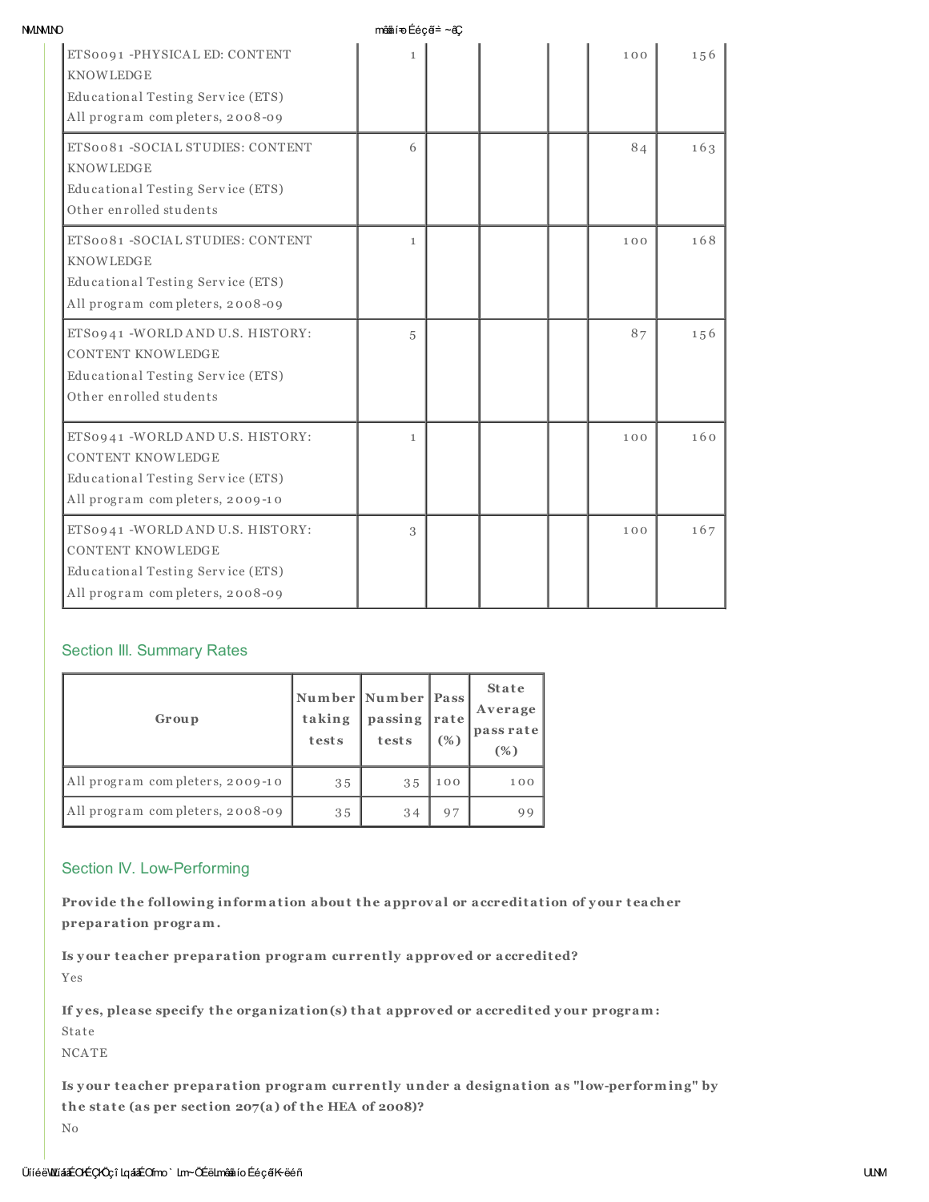| | | | | | | |
|---|---|---|---|---|---|---|
| ETS0091 -PHYSICAL ED: CONTENT KNOWLEDGE<br>Educational Testing Service (ETS)<br>All program completers, 2008-09 | 1 | | | | 100 | 156 |
| ETS0081 -SOCIAL STUDIES: CONTENT KNOWLEDGE<br>Educational Testing Service (ETS)<br>Other enrolled students | 6 | | | | 84 | 163 |
| ETS0081 -SOCIAL STUDIES: CONTENT KNOWLEDGE<br>Educational Testing Service (ETS)<br>All program completers, 2008-09 | 1 | | | | 100 | 168 |
| ETS0941 -WORLD AND U.S. HISTORY: CONTENT KNOWLEDGE<br>Educational Testing Service (ETS)<br>Other enrolled students | 5 | | | | 87 | 156 |
| ETS0941 -WORLD AND U.S. HISTORY: CONTENT KNOWLEDGE<br>Educational Testing Service (ETS)<br>All program completers, 2009-10 | 1 | | | | 100 | 160 |
| ETS0941 -WORLD AND U.S. HISTORY: CONTENT KNOWLEDGE<br>Educational Testing Service (ETS)<br>All program completers, 2008-09 | 3 | | | | 100 | 167 |

## Section III. Summary Rates

| Group | Number taking tests | Number passing tests | Pass rate (%) | State Average pass rate (%) |
|---|---|---|---|---|
| All program completers, 2009-10 | 35 | 35 | 100 | 100 |
| All program completers, 2008-09 | 35 | 34 | 97 | 99 |

## Section IV. Low-Performing

**Provide the following information about the approval or accreditation of your teacher preparation program.**

**Is your teacher preparation program currently approved or accredited?**

Yes

**If yes, please specify the organization(s) that approved or accredited your program:**

State

NCATE

**Is your teacher preparation program currently under a designation as "low-performing" by the state (as per section 207(a) of the HEA of 2008)?**

No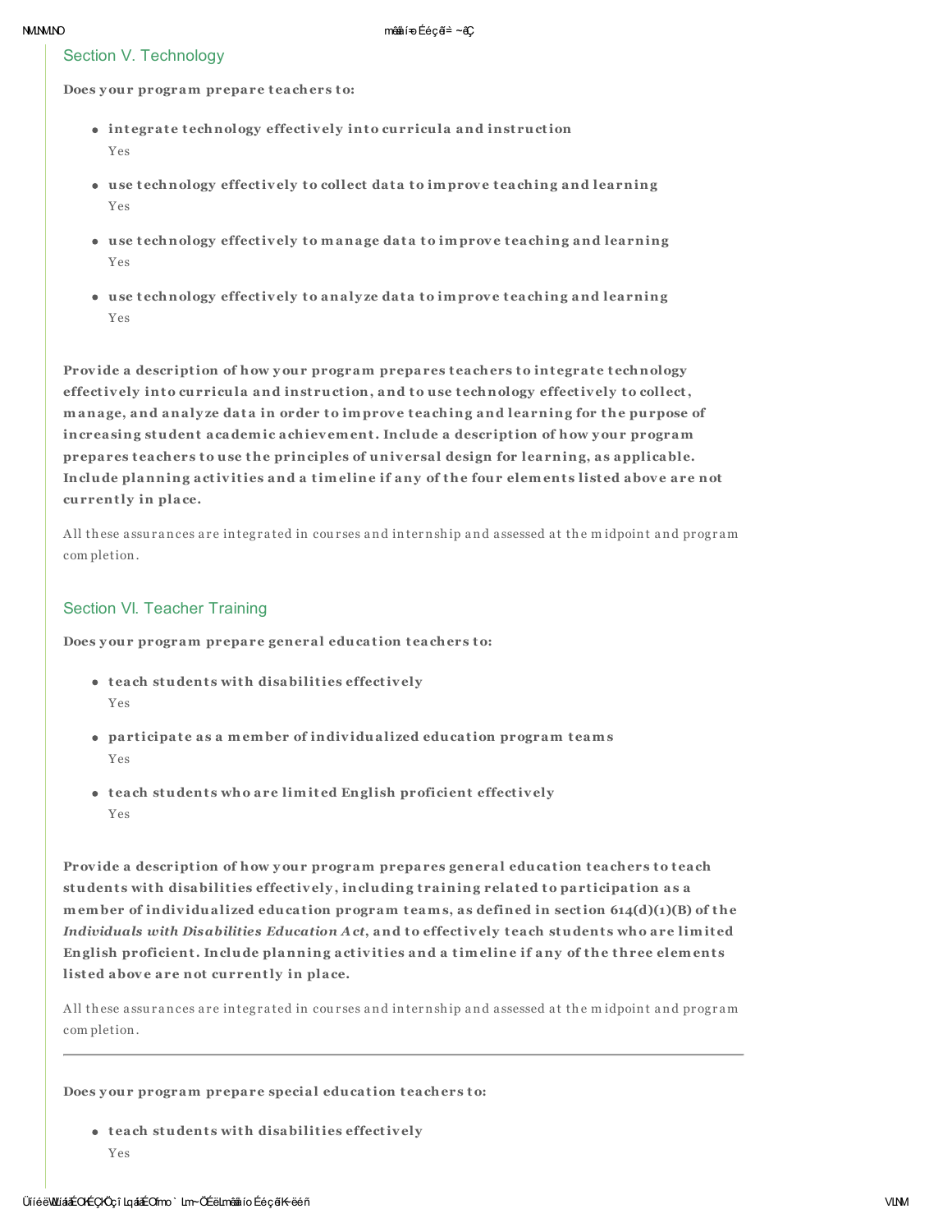## Section V. Technology

**Does your program prepare teachers to:**

- **integrate technology effectively into curricula and instruction**
  Yes
- **use technology effectively to collect data to improve teaching and learning**
  Yes
- **use technology effectively to manage data to improve teaching and learning**
  Yes
- **use technology effectively to analyze data to improve teaching and learning**
  Yes

**Provide a description of how your program prepares teachers to integrate technology effectively into curricula and instruction, and to use technology effectively to collect, manage, and analyze data in order to improve teaching and learning for the purpose of increasing student academic achievement. Include a description of how your program prepares teachers to use the principles of universal design for learning, as applicable. Include planning activities and a timeline if any of the four elements listed above are not currently in place.**

All these assurances are integrated in courses and internship and assessed at the midpoint and program completion.

## Section VI. Teacher Training

**Does your program prepare general education teachers to:**

- **teach students with disabilities effectively**
  Yes
- **participate as a member of individualized education program teams**
  Yes
- **teach students who are limited English proficient effectively**
  Yes

**Provide a description of how your program prepares general education teachers to teach students with disabilities effectively, including training related to participation as a member of individualized education program teams, as defined in section 614(d)(1)(B) of the *Individuals with Disabilities Education Act*, and to effectively teach students who are limited English proficient. Include planning activities and a timeline if any of the three elements listed above are not currently in place.**

All these assurances are integrated in courses and internship and assessed at the midpoint and program completion.

---

**Does your program prepare special education teachers to:**

- **teach students with disabilities effectively**
  Yes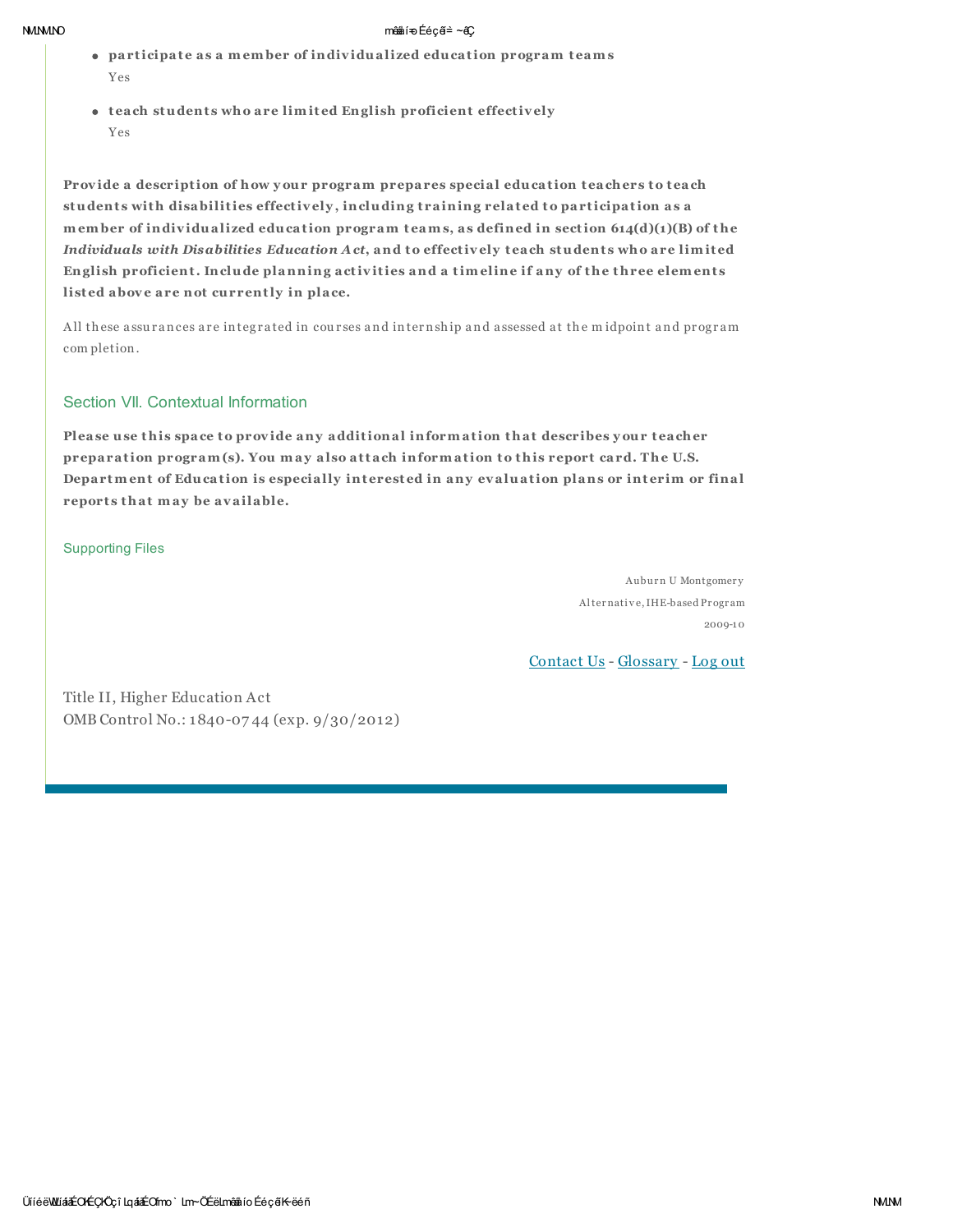- **participate as a member of individualized education program teams**
  Yes

- **teach students who are limited English proficient effectively**
  Yes

**Provide a description of how your program prepares special education teachers to teach students with disabilities effectively, including training related to participation as a member of individualized education program teams, as defined in section 614(d)(1)(B) of the *Individuals with Disabilities Education Act*, and to effectively teach students who are limited English proficient. Include planning activities and a timeline if any of the three elements listed above are not currently in place.**

All these assurances are integrated in courses and internship and assessed at the midpoint and program completion.

## Section VII. Contextual Information

**Please use this space to provide any additional information that describes your teacher preparation program(s). You may also attach information to this report card. The U.S. Department of Education is especially interested in any evaluation plans or interim or final reports that may be available.**

### Supporting Files

Auburn U Montgomery
Alternative, IHE-based Program
2009-10

Contact Us - Glossary - Log out

Title II, Higher Education Act
OMB Control No.: 1840-0744 (exp. 9/30/2012)